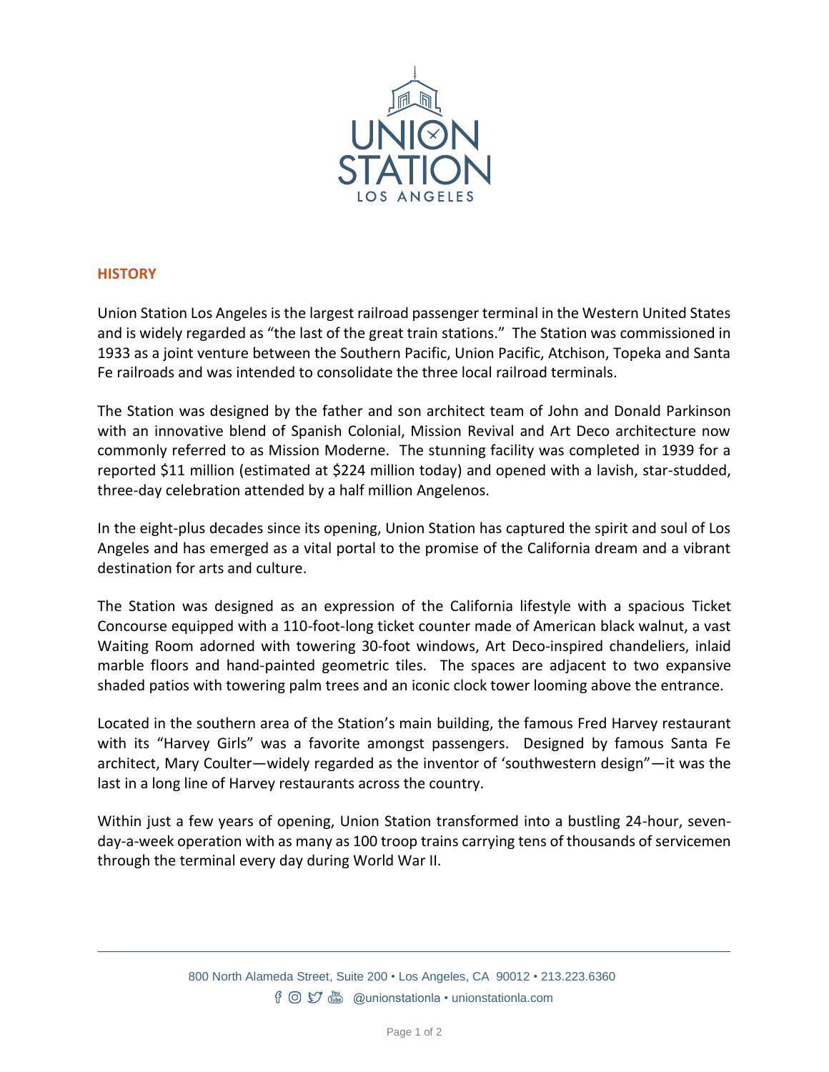UNION STATION LOS ANGELES

## HISTORY

Union Station Los Angeles is the largest railroad passenger terminal in the Western United States and is widely regarded as "the last of the great train stations." The Station was commissioned in 1933 as a joint venture between the Southern Pacific, Union Pacific, Atchison, Topeka and Santa Fe railroads and was intended to consolidate the three local railroad terminals.

The Station was designed by the father and son architect team of John and Donald Parkinson with an innovative blend of Spanish Colonial, Mission Revival and Art Deco architecture now commonly referred to as Mission Moderne. The stunning facility was completed in 1939 for a reported $11 million (estimated at $224 million today) and opened with a lavish, star-studded, three-day celebration attended by a half million Angelenos.

In the eight-plus decades since its opening, Union Station has captured the spirit and soul of Los Angeles and has emerged as a vital portal to the promise of the California dream and a vibrant destination for arts and culture.

The Station was designed as an expression of the California lifestyle with a spacious Ticket Concourse equipped with a 110-foot-long ticket counter made of American black walnut, a vast Waiting Room adorned with towering 30-foot windows, Art Deco-inspired chandeliers, inlaid marble floors and hand-painted geometric tiles. The spaces are adjacent to two expansive shaded patios with towering palm trees and an iconic clock tower looming above the entrance.

Located in the southern area of the Station's main building, the famous Fred Harvey restaurant with its "Harvey Girls" was a favorite amongst passengers. Designed by famous Santa Fe architect, Mary Coulter—widely regarded as the inventor of 'southwestern design"—it was the last in a long line of Harvey restaurants across the country.

Within just a few years of opening, Union Station transformed into a bustling 24-hour, seven-day-a-week operation with as many as 100 troop trains carrying tens of thousands of servicemen through the terminal every day during World War II.

800 North Alameda Street, Suite 200 • Los Angeles, CA 90012 • 213.223.6360
@unionstationla • unionstationla.com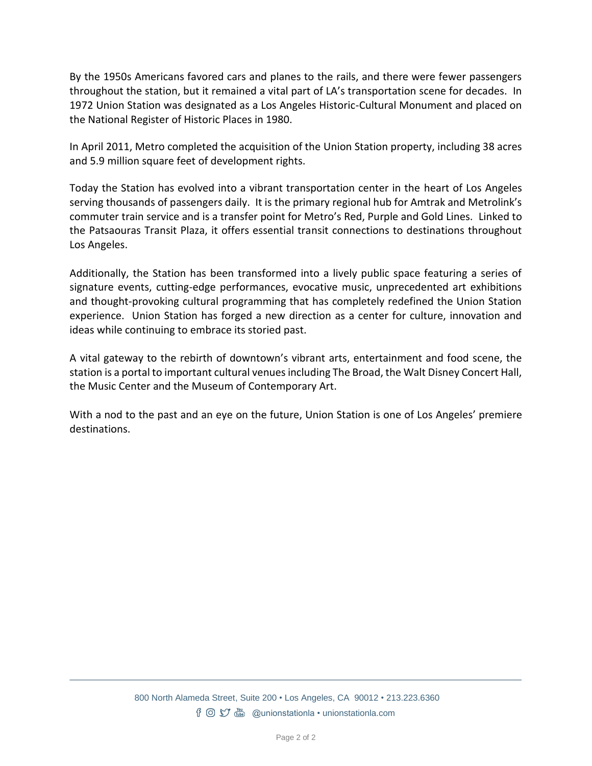By the 1950s Americans favored cars and planes to the rails, and there were fewer passengers throughout the station, but it remained a vital part of LA's transportation scene for decades. In 1972 Union Station was designated as a Los Angeles Historic-Cultural Monument and placed on the National Register of Historic Places in 1980.

In April 2011, Metro completed the acquisition of the Union Station property, including 38 acres and 5.9 million square feet of development rights.

Today the Station has evolved into a vibrant transportation center in the heart of Los Angeles serving thousands of passengers daily. It is the primary regional hub for Amtrak and Metrolink's commuter train service and is a transfer point for Metro's Red, Purple and Gold Lines. Linked to the Patsaouras Transit Plaza, it offers essential transit connections to destinations throughout Los Angeles.

Additionally, the Station has been transformed into a lively public space featuring a series of signature events, cutting-edge performances, evocative music, unprecedented art exhibitions and thought-provoking cultural programming that has completely redefined the Union Station experience. Union Station has forged a new direction as a center for culture, innovation and ideas while continuing to embrace its storied past.

A vital gateway to the rebirth of downtown's vibrant arts, entertainment and food scene, the station is a portal to important cultural venues including The Broad, the Walt Disney Concert Hall, the Music Center and the Museum of Contemporary Art.

With a nod to the past and an eye on the future, Union Station is one of Los Angeles' premiere destinations.

800 North Alameda Street, Suite 200 • Los Angeles, CA 90012 • 213.223.6360
@unionstationla • unionstationla.com